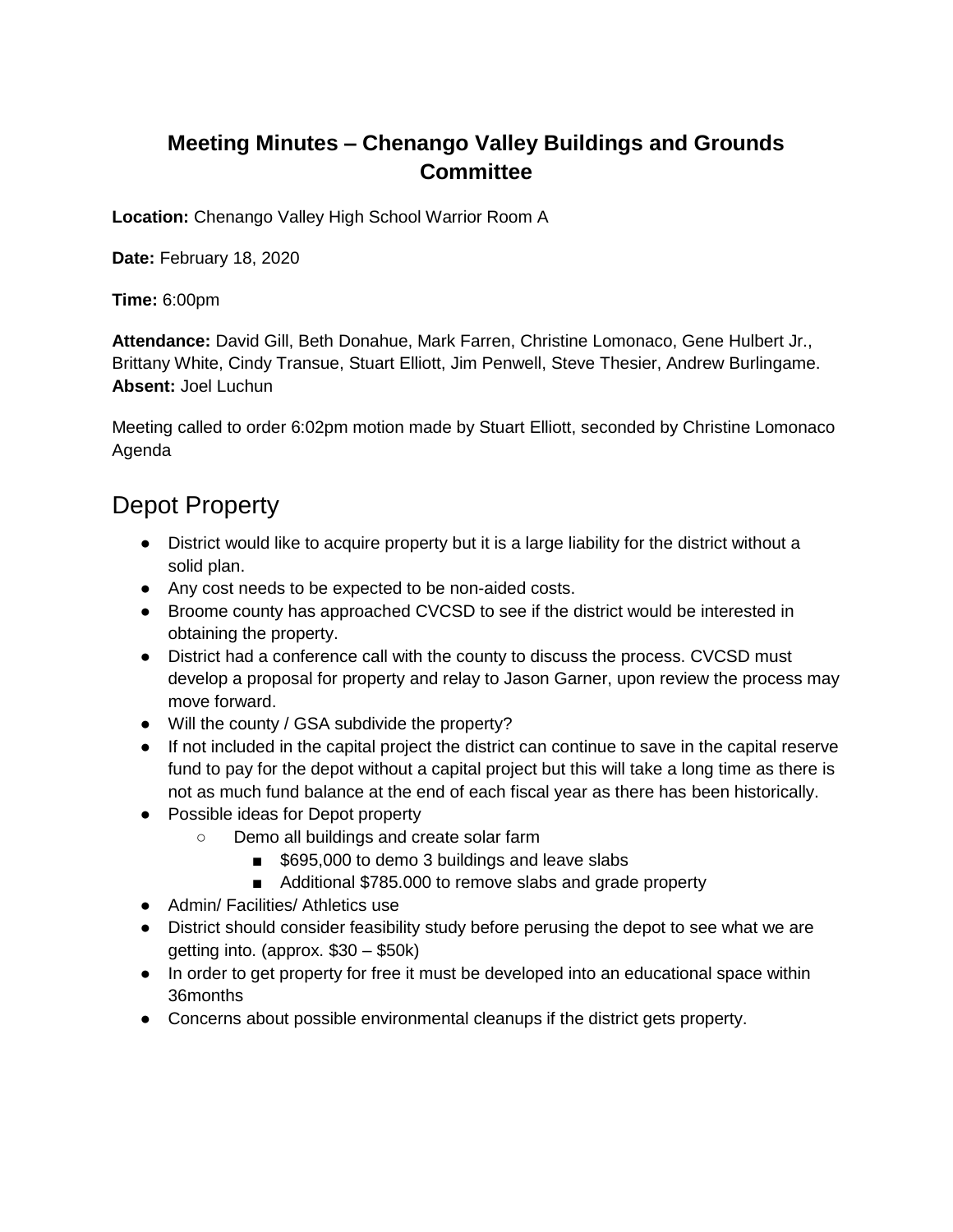# Meeting Minutes – Chenango Valley Buildings and Grounds Committee

**Location:** Chenango Valley High School Warrior Room A

**Date:** February 18, 2020

**Time:** 6:00pm

**Attendance:** David Gill, Beth Donahue, Mark Farren, Christine Lomonaco, Gene Hulbert Jr., Brittany White, Cindy Transue, Stuart Elliott, Jim Penwell, Steve Thesier, Andrew Burlingame.
**Absent:** Joel Luchun

Meeting called to order 6:02pm motion made by Stuart Elliott, seconded by Christine Lomonaco Agenda

## Depot Property

- District would like to acquire property but it is a large liability for the district without a solid plan.
- Any cost needs to be expected to be non-aided costs.
- Broome county has approached CVCSD to see if the district would be interested in obtaining the property.
- District had a conference call with the county to discuss the process. CVCSD must develop a proposal for property and relay to Jason Garner, upon review the process may move forward.
- Will the county / GSA subdivide the property?
- If not included in the capital project the district can continue to save in the capital reserve fund to pay for the depot without a capital project but this will take a long time as there is not as much fund balance at the end of each fiscal year as there has been historically.
- Possible ideas for Depot property
    - Demo all buildings and create solar farm
        - $695,000 to demo 3 buildings and leave slabs
        - Additional $785.000 to remove slabs and grade property
- Admin/ Facilities/ Athletics use
- District should consider feasibility study before perusing the depot to see what we are getting into. (approx. $30 – $50k)
- In order to get property for free it must be developed into an educational space within 36months
- Concerns about possible environmental cleanups if the district gets property.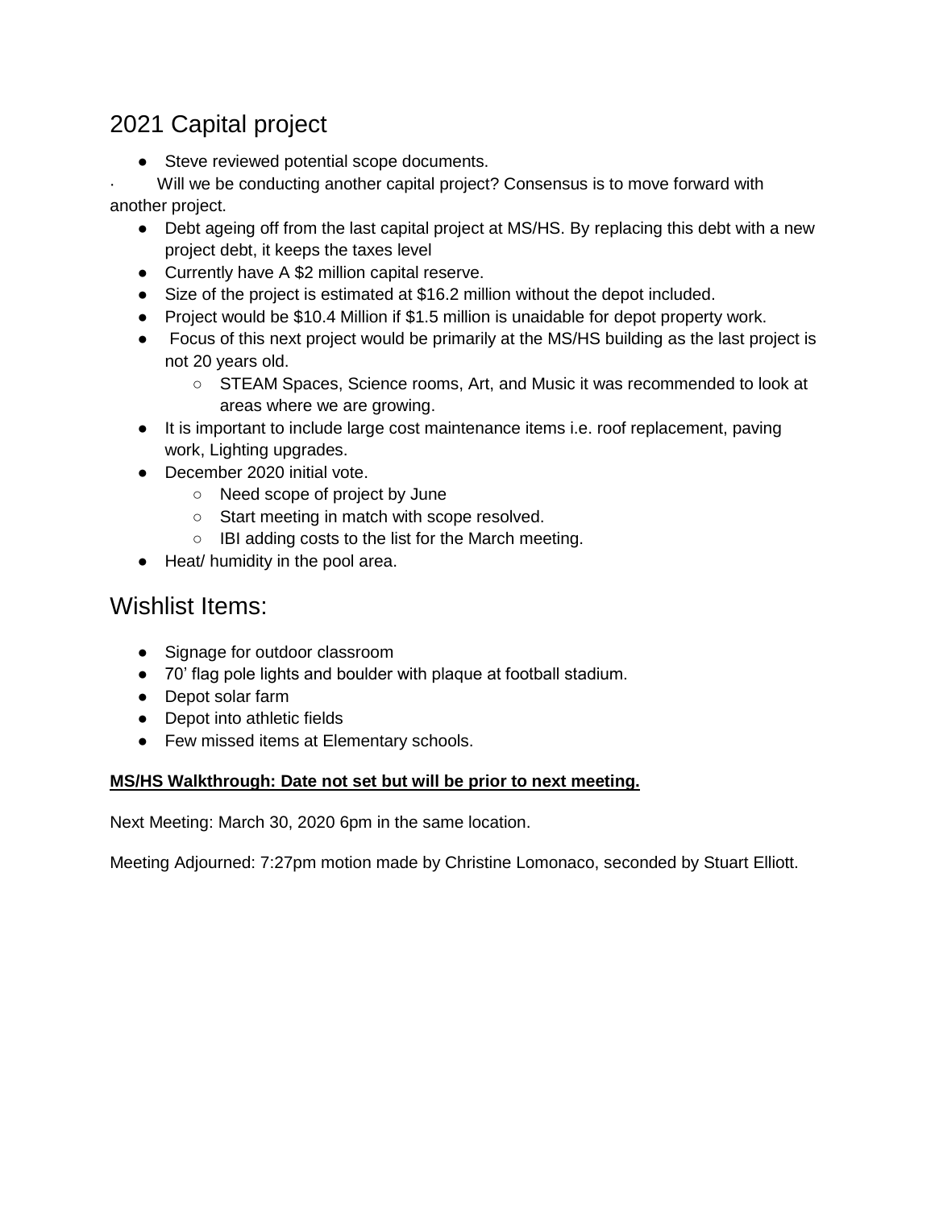## 2021 Capital project

- Steve reviewed potential scope documents.

· Will we be conducting another capital project? Consensus is to move forward with another project.

- Debt ageing off from the last capital project at MS/HS. By replacing this debt with a new project debt, it keeps the taxes level
- Currently have A $2 million capital reserve.
- Size of the project is estimated at $16.2 million without the depot included.
- Project would be $10.4 Million if $1.5 million is unaidable for depot property work.
- Focus of this next project would be primarily at the MS/HS building as the last project is not 20 years old.
  - STEAM Spaces, Science rooms, Art, and Music it was recommended to look at areas where we are growing.
- It is important to include large cost maintenance items i.e. roof replacement, paving work, Lighting upgrades.
- December 2020 initial vote.
  - Need scope of project by June
  - Start meeting in match with scope resolved.
  - IBI adding costs to the list for the March meeting.
- Heat/ humidity in the pool area.

## Wishlist Items:

- Signage for outdoor classroom
- 70' flag pole lights and boulder with plaque at football stadium.
- Depot solar farm
- Depot into athletic fields
- Few missed items at Elementary schools.

**MS/HS Walkthrough: Date not set but will be prior to next meeting.**

Next Meeting: March 30, 2020 6pm in the same location.

Meeting Adjourned: 7:27pm motion made by Christine Lomonaco, seconded by Stuart Elliott.